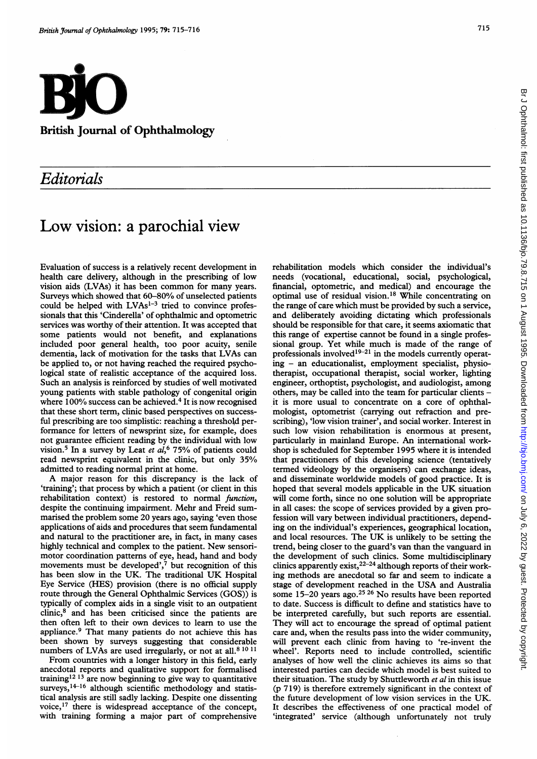# Editorials

## Low vision: a parochial view

Evaluation of success is a relatively recent development in health care delivery, although in the prescribing of low vision aids (LVAs) it has been common for many years. Surveys which showed that 60–80% of unselected patients could be helped with LVAs[1–3] tried to convince professionals that this 'Cinderella' of ophthalmic and optometric services was worthy of their attention. It was accepted that some patients would not benefit, and explanations included poor general health, too poor acuity, senile dementia, lack of motivation for the tasks that LVAs can be applied to, or not having reached the required psychological state of realistic acceptance of the acquired loss. Such an analysis is reinforced by studies of well motivated young patients with stable pathology of congenital origin where 100% success can be achieved.[4] It is now recognised that these short term, clinic based perspectives on successful prescribing are too simplistic: reaching a threshold performance for letters of newsprint size, for example, does not guarantee efficient reading by the individual with low vision.[5] In a survey by Leat *et al*,[6] 75% of patients could read newsprint equivalent in the clinic, but only 35% admitted to reading normal print at home.

A major reason for this discrepancy is the lack of 'training'; that process by which a patient (or client in this rehabilitation context) is restored to normal *function*, despite the continuing impairment. Mehr and Freid summarised the problem some 20 years ago, saying 'even those applications of aids and procedures that seem fundamental and natural to the practitioner are, in fact, in many cases highly technical and complex to the patient. New sensorimotor coordination patterns of eye, head, hand and body movements must be developed',[7] but recognition of this has been slow in the UK. The traditional UK Hospital Eye Service (HES) provision (there is no official supply route through the General Ophthalmic Services (GOS)) is typically of complex aids in a single visit to an outpatient clinic,[8] and has been criticised since the patients are then often left to their own devices to learn to use the appliance.[9] That many patients do not achieve this has been shown by surveys suggesting that considerable numbers of LVAs are used irregularly, or not at all.[8 10 11]

From countries with a longer history in this field, early anecdotal reports and qualitative support for formalised training[12 13] are now beginning to give way to quantitative surveys,[14–16] although scientific methodology and statistical analysis are still sadly lacking. Despite one dissenting voice,[17] there is widespread acceptance of the concept, with training forming a major part of comprehensive rehabilitation models which consider the individual's needs (vocational, educational, social, psychological, financial, optometric, and medical) and encourage the optimal use of residual vision.[18] While concentrating on the range of care which must be provided by such a service, and deliberately avoiding dictating which professionals should be responsible for that care, it seems axiomatic that this range of expertise cannot be found in a single professional group. Yet while much is made of the range of professionals involved[19–21] in the models currently operating – an educationalist, employment specialist, physiotherapist, occupational therapist, social worker, lighting engineer, orthoptist, psychologist, and audiologist, among others, may be called into the team for particular clients – it is more usual to concentrate on a core of ophthalmologist, optometrist (carrying out refraction and prescribing), 'low vision trainer', and social worker. Interest in such low vision rehabilitation is enormous at present, particularly in mainland Europe. An international workshop is scheduled for September 1995 where it is intended that practitioners of this developing science (tentatively termed videology by the organisers) can exchange ideas, and disseminate worldwide models of good practice. It is hoped that several models applicable in the UK situation will come forth, since no one solution will be appropriate in all cases: the scope of services provided by a given profession will vary between individual practitioners, depending on the individual's experiences, geographical location, and local resources. The UK is unlikely to be setting the trend, being closer to the guard's van than the vanguard in the development of such clinics. Some multidisciplinary clinics apparently exist,[22–24] although reports of their working methods are anecdotal so far and seem to indicate a stage of development reached in the USA and Australia some 15–20 years ago.[25 26] No results have been reported to date. Success is difficult to define and statistics have to be interpreted carefully, but such reports are essential. They will act to encourage the spread of optimal patient care and, when the results pass into the wider community, will prevent each clinic from having to 're-invent the wheel'. Reports need to include controlled, scientific analyses of how well the clinic achieves its aims so that interested parties can decide which model is best suited to their situation. The study by Shuttleworth *et al* in this issue (p 719) is therefore extremely significant in the context of the future development of low vision services in the UK. It describes the effectiveness of one practical model of 'integrated' service (although unfortunately not truly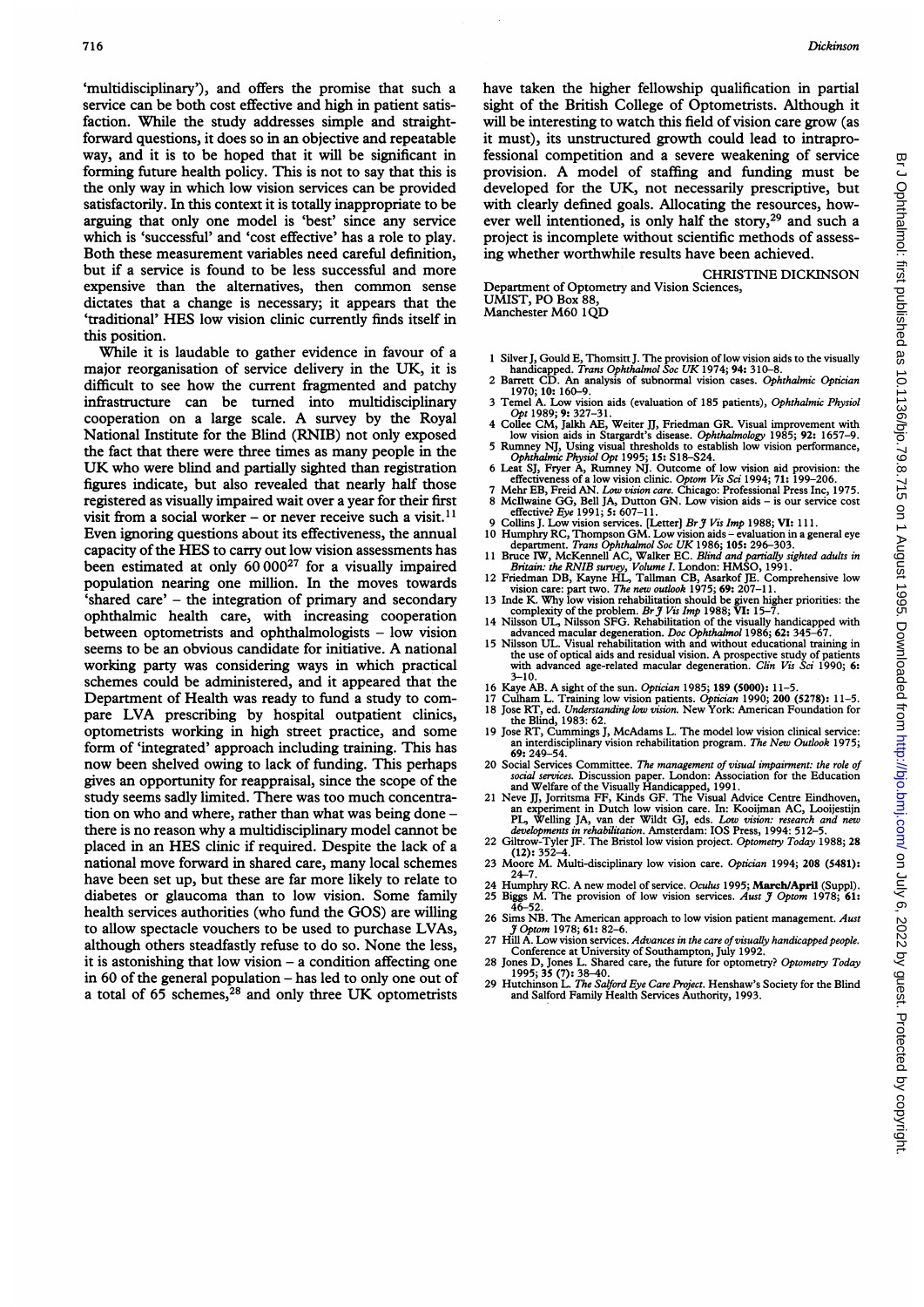'multidisciplinary'), and offers the promise that such a service can be both cost effective and high in patient satisfaction. While the study addresses simple and straightforward questions, it does so in an objective and repeatable way, and it is to be hoped that it will be significant in forming future health policy. This is not to say that this is the only way in which low vision services can be provided satisfactorily. In this context it is totally inappropriate to be arguing that only one model is 'best' since any service which is 'successful' and 'cost effective' has a role to play. Both these measurement variables need careful definition, but if a service is found to be less successful and more expensive than the alternatives, then common sense dictates that a change is necessary; it appears that the 'traditional' HES low vision clinic currently finds itself in this position.

While it is laudable to gather evidence in favour of a major reorganisation of service delivery in the UK, it is difficult to see how the current fragmented and patchy infrastructure can be turned into multidisciplinary cooperation on a large scale. A survey by the Royal National Institute for the Blind (RNIB) not only exposed the fact that there were three times as many people in the UK who were blind and partially sighted than registration figures indicate, but also revealed that nearly half those registered as visually impaired wait over a year for their first visit from a social worker – or never receive such a visit.[11] Even ignoring questions about its effectiveness, the annual capacity of the HES to carry out low vision assessments has been estimated at only 60 000[27] for a visually impaired population nearing one million. In the moves towards 'shared care' – the integration of primary and secondary ophthalmic health care, with increasing cooperation between optometrists and ophthalmologists – low vision seems to be an obvious candidate for initiative. A national working party was considering ways in which practical schemes could be administered, and it appeared that the Department of Health was ready to fund a study to compare LVA prescribing by hospital outpatient clinics, optometrists working in high street practice, and some form of 'integrated' approach including training. This has now been shelved owing to lack of funding. This perhaps gives an opportunity for reappraisal, since the scope of the study seems sadly limited. There was too much concentration on who and where, rather than what was being done – there is no reason why a multidisciplinary model cannot be placed in an HES clinic if required. Despite the lack of a national move forward in shared care, many local schemes have been set up, but these are far more likely to relate to diabetes or glaucoma than to low vision. Some family health services authorities (who fund the GOS) are willing to allow spectacle vouchers to be used to purchase LVAs, although others steadfastly refuse to do so. None the less, it is astonishing that low vision – a condition affecting one in 60 of the general population – has led to only one out of a total of 65 schemes,[28] and only three UK optometrists have taken the higher fellowship qualification in partial sight of the British College of Optometrists. Although it will be interesting to watch this field of vision care grow (as it must), its unstructured growth could lead to intraprofessional competition and a severe weakening of service provision. A model of staffing and funding must be developed for the UK, not necessarily prescriptive, but with clearly defined goals. Allocating the resources, however well intentioned, is only half the story,[29] and such a project is incomplete without scientific methods of assessing whether worthwhile results have been achieved.

CHRISTINE DICKINSON

Department of Optometry and Vision Sciences,
UMIST, PO Box 88,
Manchester M60 1QD

1. Silver J, Gould E, Thomsitt J. The provision of low vision aids to the visually handicapped. *Trans Ophthalmol Soc UK* 1974; **94:** 310–8.
2. Barrett CD. An analysis of subnormal vision cases. *Ophthalmic Optician* 1970; **10:** 160–9.
3. Temel A. Low vision aids (evaluation of 185 patients), *Ophthalmic Physiol Opt* 1989; **9:** 327–31.
4. Collee CM, Jalkh AE, Weiter JJ, Friedman GR. Visual improvement with low vision aids in Stargardt's disease. *Ophthalmology* 1985; **92:** 1657–9.
5. Rumney NJ, Using visual thresholds to establish low vision performance, *Ophthalmic Physiol Opt* 1995; **15:** S18–S24.
6. Leat SJ, Fryer A, Rumney NJ. Outcome of low vision aid provision: the effectiveness of a low vision clinic. *Optom Vis Sci* 1994; **71:** 199–206.
7. Mehr EB, Freid AN. *Low vision care.* Chicago: Professional Press Inc, 1975.
8. McIlwaine GG, Bell JA, Dutton GN. Low vision aids – is our service cost effective? *Eye* 1991; **5:** 607–11.
9. Collins J. Low vision services. [Letter] *Br J Vis Imp* 1988; **VI:** 111.
10. Humphry RC, Thompson GM. Low vision aids – evaluation in a general eye department. *Trans Ophthalmol Soc UK* 1986; **105:** 296–303.
11. Bruce IW, McKennell AC, Walker EC. *Blind and partially sighted adults in Britain: the RNIB survey, Volume I.* London: HMSO, 1991.
12. Friedman DB, Kayne HL, Tallman CB, Asarkof JE. Comprehensive low vision care: part two. *The new outlook* 1975; **69:** 207–11.
13. Inde K. Why low vision rehabilitation should be given higher priorities: the complexity of the problem. *Br J Vis Imp* 1988; **VI:** 15–7.
14. Nilsson UL, Nilsson SFG. Rehabilitation of the visually handicapped with advanced macular degeneration. *Doc Ophthalmol* 1986; **62:** 345–67.
15. Nilsson UL. Visual rehabilitation with and without educational training in the use of optical aids and residual vision. A prospective study of patients with advanced age-related macular degeneration. *Clin Vis Sci* 1990; **6:** 3–10.
16. Kaye AB. A sight of the sun. *Optician* 1985; **189 (5000):** 11–5.
17. Culham L. Training low vision patients. *Optician* 1990; **200 (5278):** 11–5.
18. Jose RT, ed. *Understanding low vision.* New York: American Foundation for the Blind, 1983: 62.
19. Jose RT, Cummings J, McAdams L. The model low vision clinical service: an interdisciplinary vision rehabilitation program. *The New Outlook* 1975; **69:** 249–54.
20. Social Services Committee. *The management of visual impairment: the role of social services.* Discussion paper. London: Association for the Education and Welfare of the Visually Handicapped, 1991.
21. Neve JJ, Jorritsma FF, Kinds GF. The Visual Advice Centre Eindhoven, an experiment in Dutch low vision care. In: Kooijman AC, Looijestijn PL, Welling JA, van der Wildt GJ, eds. *Low vision: research and new developments in rehabilitation.* Amsterdam: IOS Press, 1994: 512–5.
22. Giltrow-Tyler JF. The Bristol low vision project. *Optometry Today* 1988; **28 (12):** 352–4.
23. Moore M. Multi-disciplinary low vision care. *Optician* 1994; **208 (5481):** 24–7.
24. Humphry RC. A new model of service. *Oculus* 1995; **March/April** (Suppl).
25. Biggs M. The provision of low vision services. *Aust J Optom* 1978; **61:** 46–52.
26. Sims NB. The American approach to low vision patient management. *Aust J Optom* 1978; **61:** 82–6.
27. Hill A. Low vision services. *Advances in the care of visually handicapped people.* Conference at University of Southampton, July 1992.
28. Jones D, Jones L. Shared care, the future for optometry? *Optometry Today* 1995; **35 (7):** 38–40.
29. Hutchinson L. *The Salford Eye Care Project.* Henshaw's Society for the Blind and Salford Family Health Services Authority, 1993.